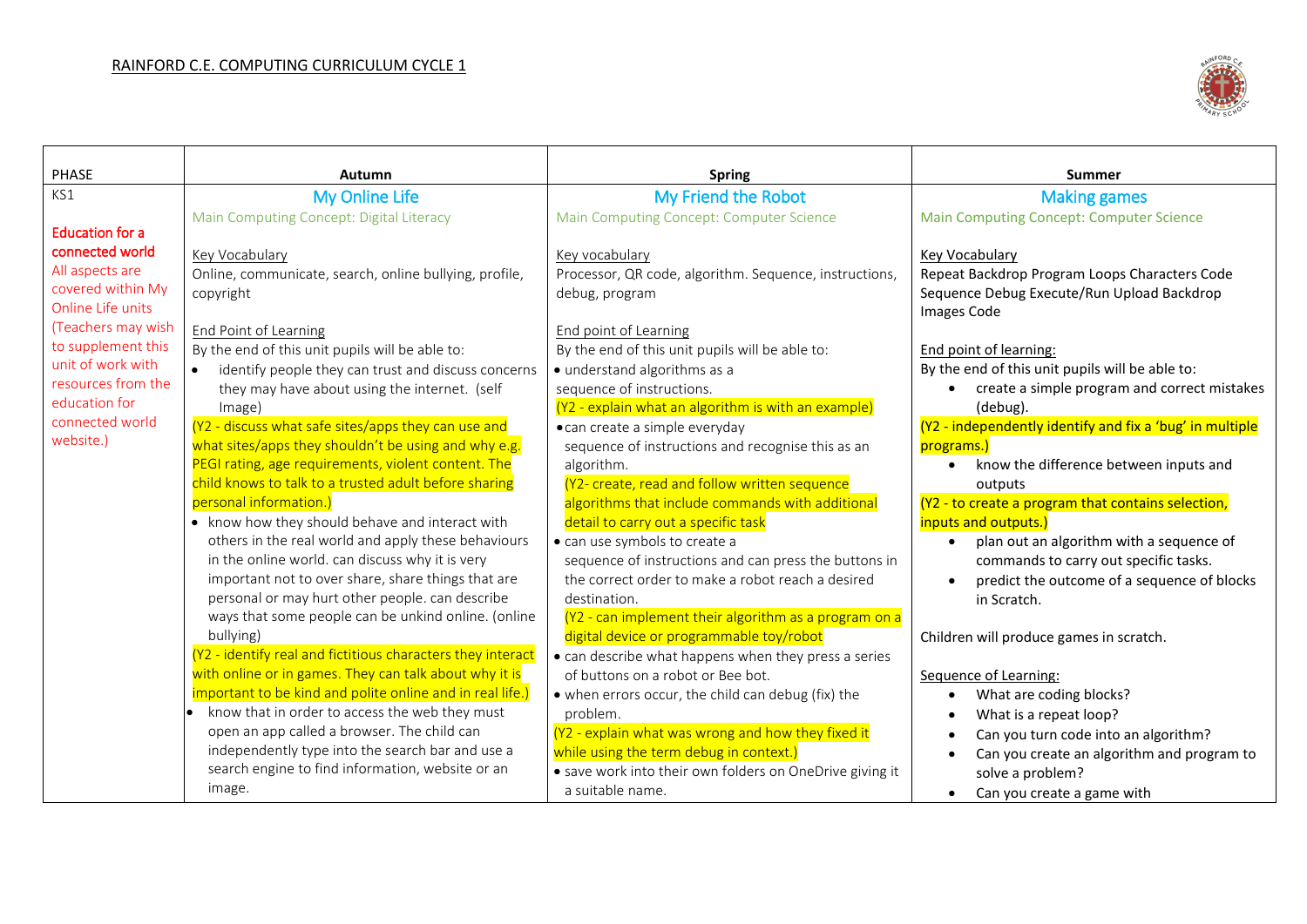RAINFORD C.E. COMPUTING CURRICULUM CYCLE 1

| PHASE | Autumn | Spring | Summer |
|---|---|---|---|
| KS1<br><br>Education for a connected world<br>All aspects are covered within My Online Life units (Teachers may wish to supplement this unit of work with resources from the education for connected world website.) | **My Online Life**<br>Main Computing Concept: Digital Literacy<br><br>Key Vocabulary<br>Online, communicate, search, online bullying, profile, copyright<br><br>End Point of Learning<br>By the end of this unit pupils will be able to:<br>• identify people they can trust and discuss concerns they may have about using the internet. (self Image)<br>(Y2 - discuss what safe sites/apps they can use and what sites/apps they shouldn't be using and why e.g. PEGI rating, age requirements, violent content. The child knows to talk to a trusted adult before sharing personal information.)<br>• know how they should behave and interact with others in the real world and apply these behaviours in the online world. can discuss why it is very important not to over share, share things that are personal or may hurt other people. can describe ways that some people can be unkind online. (online bullying)<br>(Y2 - identify real and fictitious characters they interact with online or in games. They can talk about why it is important to be kind and polite online and in real life.)<br>• know that in order to access the web they must open an app called a browser. The child can independently type into the search bar and use a search engine to find information, website or an image. | **My Friend the Robot**<br>Main Computing Concept: Computer Science<br><br>Key vocabulary<br>Processor, QR code, algorithm. Sequence, instructions, debug, program<br><br>End point of Learning<br>By the end of this unit pupils will be able to:<br>• understand algorithms as a sequence of instructions.<br>(Y2 - explain what an algorithm is with an example)<br>• can create a simple everyday sequence of instructions and recognise this as an algorithm.<br>(Y2- create, read and follow written sequence algorithms that include commands with additional detail to carry out a specific task<br>• can use symbols to create a sequence of instructions and can press the buttons in the correct order to make a robot reach a desired destination.<br>(Y2 - can implement their algorithm as a program on a digital device or programmable toy/robot<br>• can describe what happens when they press a series of buttons on a robot or Bee bot.<br>• when errors occur, the child can debug (fix) the problem.<br>(Y2 - explain what was wrong and how they fixed it while using the term debug in context.)<br>• save work into their own folders on OneDrive giving it a suitable name. | **Making games**<br>Main Computing Concept: Computer Science<br><br>Key Vocabulary<br>Repeat Backdrop Program Loops Characters Code Sequence Debug Execute/Run Upload Backdrop Images Code<br><br>End point of learning:<br>By the end of this unit pupils will be able to:<br>• create a simple program and correct mistakes (debug).<br>(Y2 - independently identify and fix a 'bug' in multiple programs.)<br>• know the difference between inputs and outputs<br>(Y2 - to create a program that contains selection, inputs and outputs.)<br>• plan out an algorithm with a sequence of commands to carry out specific tasks.<br>• predict the outcome of a sequence of blocks in Scratch.<br><br>Children will produce games in scratch.<br><br>Sequence of Learning:<br>• What are coding blocks?<br>• What is a repeat loop?<br>• Can you turn code into an algorithm?<br>• Can you create an algorithm and program to solve a problem?<br>• Can you create a game with |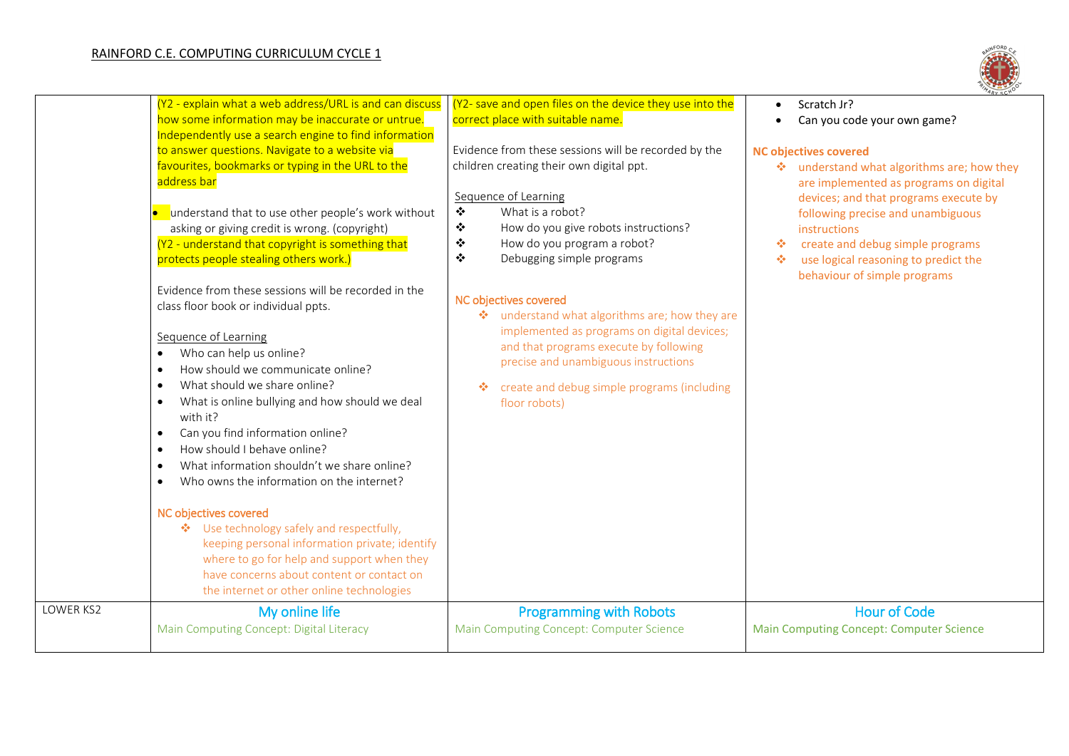RAINFORD C.E. COMPUTING CURRICULUM CYCLE 1

| | | | |
|---|---|---|---|
| | (Y2 - explain what a web address/URL is and can discuss how some information may be inaccurate or untrue. Independently use a search engine to find information to answer questions. Navigate to a website via favourites, bookmarks or typing in the URL to the address bar<br><br>• understand that to use other people's work without asking or giving credit is wrong. (copyright)<br>(Y2 - understand that copyright is something that protects people stealing others work.)<br><br>Evidence from these sessions will be recorded in the class floor book or individual ppts.<br><br>Sequence of Learning<br>• Who can help us online?<br>• How should we communicate online?<br>• What should we share online?<br>• What is online bullying and how should we deal with it?<br>• Can you find information online?<br>• How should I behave online?<br>• What information shouldn't we share online?<br>• Who owns the information on the internet?<br><br>NC objectives covered<br>❖ Use technology safely and respectfully, keeping personal information private; identify where to go for help and support when they have concerns about content or contact on the internet or other online technologies | (Y2- save and open files on the device they use into the correct place with suitable name.<br><br>Evidence from these sessions will be recorded by the children creating their own digital ppt.<br><br>Sequence of Learning<br>❖ What is a robot?<br>❖ How do you give robots instructions?<br>❖ How do you program a robot?<br>❖ Debugging simple programs<br><br>NC objectives covered<br>❖ understand what algorithms are; how they are implemented as programs on digital devices; and that programs execute by following precise and unambiguous instructions<br>❖ create and debug simple programs (including floor robots) | • Scratch Jr?<br>• Can you code your own game?<br><br>NC objectives covered<br>❖ understand what algorithms are; how they are implemented as programs on digital devices; and that programs execute by following precise and unambiguous instructions<br>❖ create and debug simple programs<br>❖ use logical reasoning to predict the behaviour of simple programs |
| LOWER KS2 | My online life<br>Main Computing Concept: Digital Literacy | Programming with Robots<br>Main Computing Concept: Computer Science | Hour of Code<br>Main Computing Concept: Computer Science |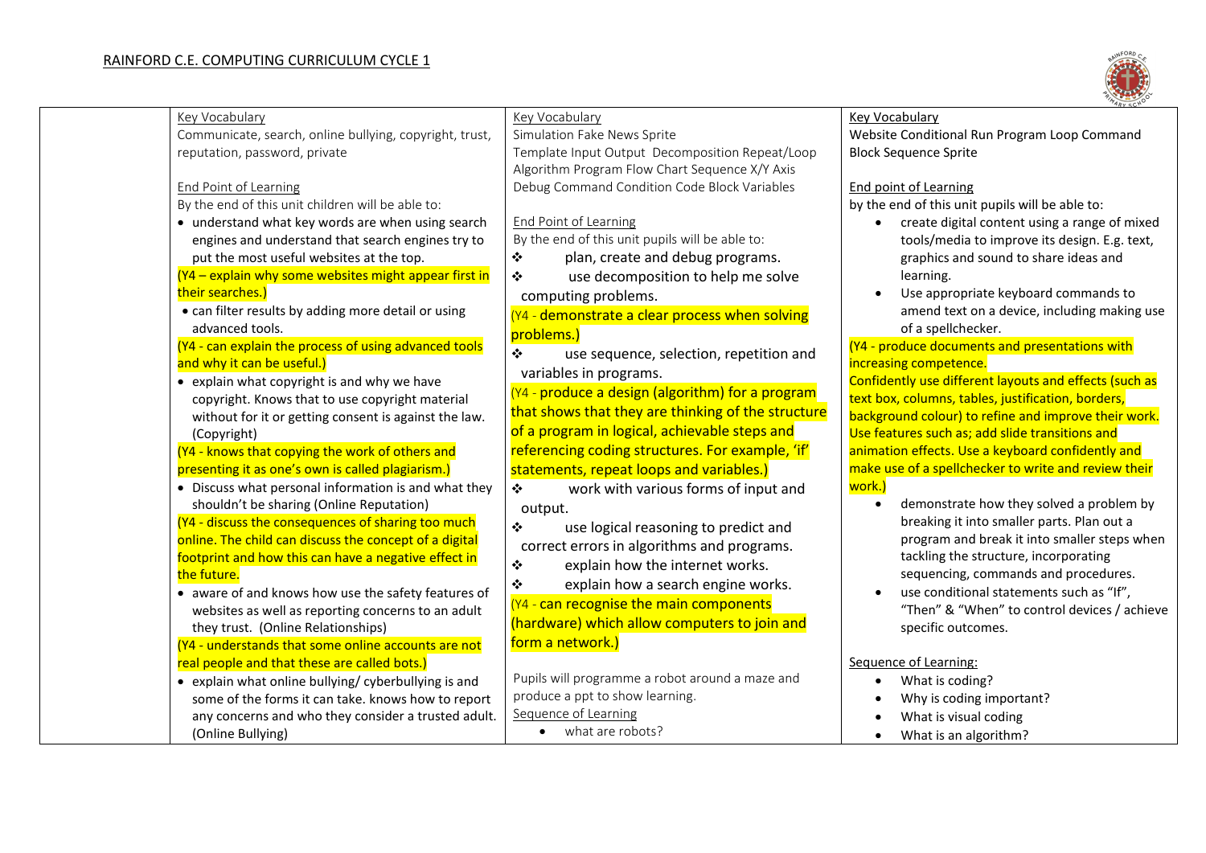RAINFORD C.E. COMPUTING CURRICULUM CYCLE 1

| | | | |
|---|---|---|---|
| | Key Vocabulary<br>Communicate, search, online bullying, copyright, trust, reputation, password, private<br><br>End Point of Learning<br>By the end of this unit children will be able to:<br>• understand what key words are when using search engines and understand that search engines try to put the most useful websites at the top.<br>(Y4 – explain why some websites might appear first in their searches.)<br>• can filter results by adding more detail or using advanced tools.<br>(Y4 - can explain the process of using advanced tools and why it can be useful.)<br>• explain what copyright is and why we have copyright. Knows that to use copyright material without for it or getting consent is against the law. (Copyright)<br>(Y4 - knows that copying the work of others and presenting it as one's own is called plagiarism.)<br>• Discuss what personal information is and what they shouldn't be sharing (Online Reputation)<br>(Y4 - discuss the consequences of sharing too much online. The child can discuss the concept of a digital footprint and how this can have a negative effect in the future.<br>• aware of and knows how use the safety features of websites as well as reporting concerns to an adult they trust. (Online Relationships)<br>(Y4 - understands that some online accounts are not real people and that these are called bots.)<br>• explain what online bullying/ cyberbullying is and some of the forms it can take. knows how to report any concerns and who they consider a trusted adult. (Online Bullying) | Key Vocabulary<br>Simulation Fake News Sprite<br>Template Input Output Decomposition Repeat/Loop Algorithm Program Flow Chart Sequence X/Y Axis Debug Command Condition Code Block Variables<br><br>End Point of Learning<br>By the end of this unit pupils will be able to:<br>❖ plan, create and debug programs.<br>❖ use decomposition to help me solve computing problems.<br>(Y4 - demonstrate a clear process when solving problems.)<br>❖ use sequence, selection, repetition and variables in programs.<br>(Y4 - produce a design (algorithm) for a program that shows that they are thinking of the structure of a program in logical, achievable steps and referencing coding structures. For example, 'if' statements, repeat loops and variables.)<br>❖ work with various forms of input and output.<br>❖ use logical reasoning to predict and correct errors in algorithms and programs.<br>❖ explain how the internet works.<br>❖ explain how a search engine works.<br>(Y4 - can recognise the main components (hardware) which allow computers to join and form a network.)<br><br>Pupils will programme a robot around a maze and produce a ppt to show learning.<br>Sequence of Learning<br>• what are robots? | Key Vocabulary<br>Website Conditional Run Program Loop Command Block Sequence Sprite<br><br>End point of Learning<br>by the end of this unit pupils will be able to:<br>• create digital content using a range of mixed tools/media to improve its design. E.g. text, graphics and sound to share ideas and learning.<br>• Use appropriate keyboard commands to amend text on a device, including making use of a spellchecker.<br>(Y4 - produce documents and presentations with increasing competence.<br>Confidently use different layouts and effects (such as text box, columns, tables, justification, borders, background colour) to refine and improve their work. Use features such as; add slide transitions and animation effects. Use a keyboard confidently and make use of a spellchecker to write and review their work.)<br>• demonstrate how they solved a problem by breaking it into smaller parts. Plan out a program and break it into smaller steps when tackling the structure, incorporating sequencing, commands and procedures.<br>• use conditional statements such as "If", "Then" & "When" to control devices / achieve specific outcomes.<br><br>Sequence of Learning:<br>• What is coding?<br>• Why is coding important?<br>• What is visual coding<br>• What is an algorithm? |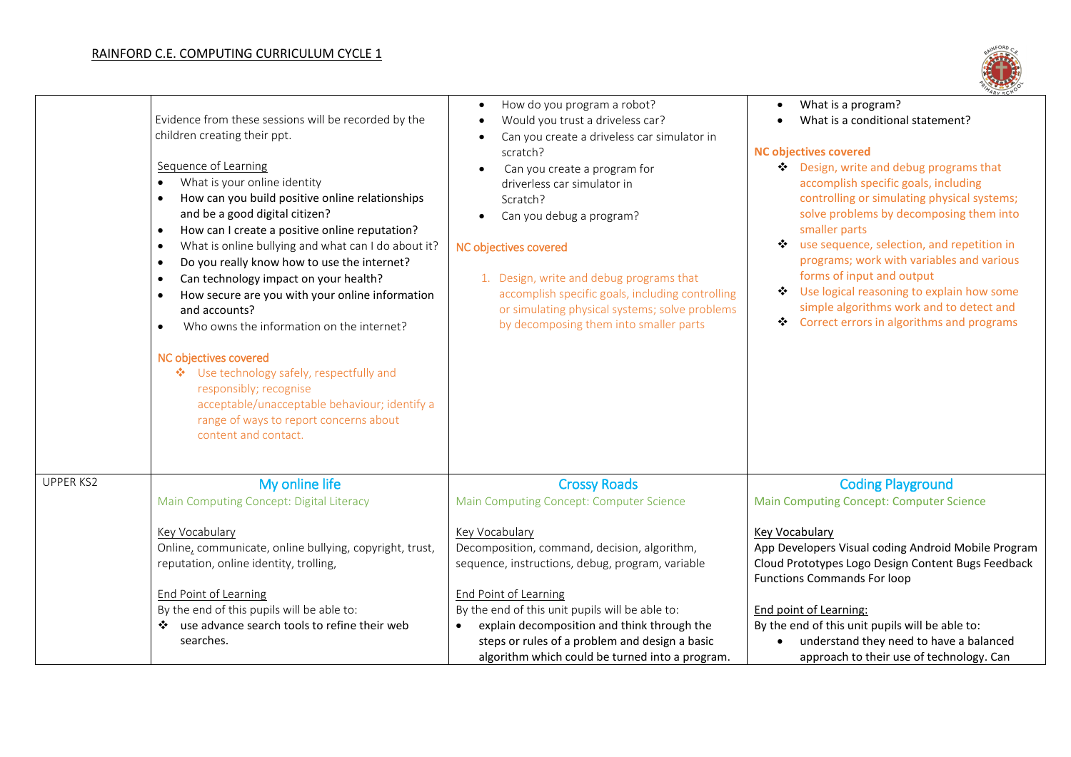## RAINFORD C.E. COMPUTING CURRICULUM CYCLE 1

| | | | |
|---|---|---|---|
| | Evidence from these sessions will be recorded by the children creating their ppt.<br><br>Sequence of Learning<br>• What is your online identity<br>• How can you build positive online relationships and be a good digital citizen?<br>• How can I create a positive online reputation?<br>• What is online bullying and what can I do about it?<br>• Do you really know how to use the internet?<br>• Can technology impact on your health?<br>• How secure are you with your online information and accounts?<br>• Who owns the information on the internet?<br><br>NC objectives covered<br>❖ Use technology safely, respectfully and responsibly; recognise acceptable/unacceptable behaviour; identify a range of ways to report concerns about content and contact. | • How do you program a robot?<br>• Would you trust a driveless car?<br>• Can you create a driveless car simulator in scratch?<br>• Can you create a program for driverless car simulator in Scratch?<br>• Can you debug a program?<br><br>NC objectives covered<br>1. Design, write and debug programs that accomplish specific goals, including controlling or simulating physical systems; solve problems by decomposing them into smaller parts | • What is a program?<br>• What is a conditional statement?<br><br>NC objectives covered<br>❖ Design, write and debug programs that accomplish specific goals, including controlling or simulating physical systems; solve problems by decomposing them into smaller parts<br>❖ use sequence, selection, and repetition in programs; work with variables and various forms of input and output<br>❖ Use logical reasoning to explain how some simple algorithms work and to detect and<br>❖ Correct errors in algorithms and programs |
| UPPER KS2 | **My online life**<br>Main Computing Concept: Digital Literacy<br><br>Key Vocabulary<br>Online, communicate, online bullying, copyright, trust, reputation, online identity, trolling,<br><br>End Point of Learning<br>By the end of this pupils will be able to:<br>❖ use advance search tools to refine their web searches. | **Crossy Roads**<br>Main Computing Concept: Computer Science<br><br>Key Vocabulary<br>Decomposition, command, decision, algorithm, sequence, instructions, debug, program, variable<br><br>End Point of Learning<br>By the end of this unit pupils will be able to:<br>• explain decomposition and think through the steps or rules of a problem and design a basic algorithm which could be turned into a program. | **Coding Playground**<br>Main Computing Concept: Computer Science<br><br>Key Vocabulary<br>App Developers Visual coding Android Mobile Program Cloud Prototypes Logo Design Content Bugs Feedback Functions Commands For loop<br><br>End point of Learning:<br>By the end of this unit pupils will be able to:<br>• understand they need to have a balanced approach to their use of technology. Can |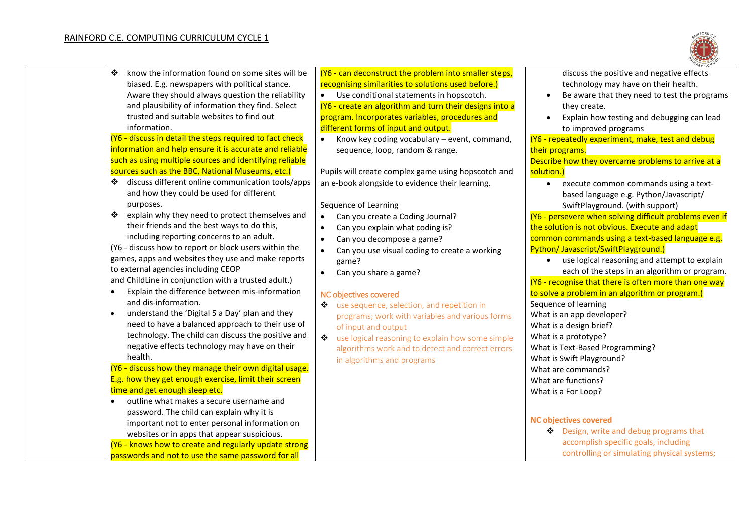## RAINFORD C.E. COMPUTING CURRICULUM CYCLE 1

| | | | |
|---|---|---|---|
| | ❖ know the information found on some sites will be biased. E.g. newspapers with political stance. Aware they should always question the reliability and plausibility of information they find. Select trusted and suitable websites to find out information.<br>(Y6 - discuss in detail the steps required to fact check information and help ensure it is accurate and reliable such as using multiple sources and identifying reliable sources such as the BBC, National Museums, etc.)<br>❖ discuss different online communication tools/apps and how they could be used for different purposes.<br>❖ explain why they need to protect themselves and their friends and the best ways to do this, including reporting concerns to an adult.<br>(Y6 - discuss how to report or block users within the games, apps and websites they use and make reports to external agencies including CEOP and ChildLine in conjunction with a trusted adult.)<br>• Explain the difference between mis-information and dis-information.<br>• understand the 'Digital 5 a Day' plan and they need to have a balanced approach to their use of technology. The child can discuss the positive and negative effects technology may have on their health.<br>(Y6 - discuss how they manage their own digital usage. E.g. how they get enough exercise, limit their screen time and get enough sleep etc.<br>• outline what makes a secure username and password. The child can explain why it is important not to enter personal information on websites or in apps that appear suspicious.<br>(Y6 - knows how to create and regularly update strong passwords and not to use the same password for all | (Y6 - can deconstruct the problem into smaller steps, recognising similarities to solutions used before.)<br>• Use conditional statements in hopscotch.<br>(Y6 - create an algorithm and turn their designs into a program. Incorporates variables, procedures and different forms of input and output.<br>• Know key coding vocabulary – event, command, sequence, loop, random & range.<br><br>Pupils will create complex game using hopscotch and an e-book alongside to evidence their learning.<br><br>Sequence of Learning<br>• Can you create a Coding Journal?<br>• Can you explain what coding is?<br>• Can you decompose a game?<br>• Can you use visual coding to create a working game?<br>• Can you share a game?<br><br>NC objectives covered<br>❖ use sequence, selection, and repetition in programs; work with variables and various forms of input and output<br>❖ use logical reasoning to explain how some simple algorithms work and to detect and correct errors in algorithms and programs | discuss the positive and negative effects technology may have on their health.<br>• Be aware that they need to test the programs they create.<br>• Explain how testing and debugging can lead to improved programs<br>(Y6 - repeatedly experiment, make, test and debug their programs.<br>Describe how they overcame problems to arrive at a solution.)<br>• execute common commands using a text-based language e.g. Python/Javascript/ SwiftPlayground. (with support)<br>(Y6 - persevere when solving difficult problems even if the solution is not obvious. Execute and adapt common commands using a text-based language e.g. Python/ Javascript/SwiftPlayground.)<br>• use logical reasoning and attempt to explain each of the steps in an algorithm or program.<br>(Y6 - recognise that there is often more than one way to solve a problem in an algorithm or program.)<br>Sequence of learning<br>What is an app developer?<br>What is a design brief?<br>What is a prototype?<br>What is Text-Based Programming?<br>What is Swift Playground?<br>What are commands?<br>What are functions?<br>What is a For Loop?<br><br>**NC objectives covered**<br>❖ Design, write and debug programs that accomplish specific goals, including controlling or simulating physical systems; |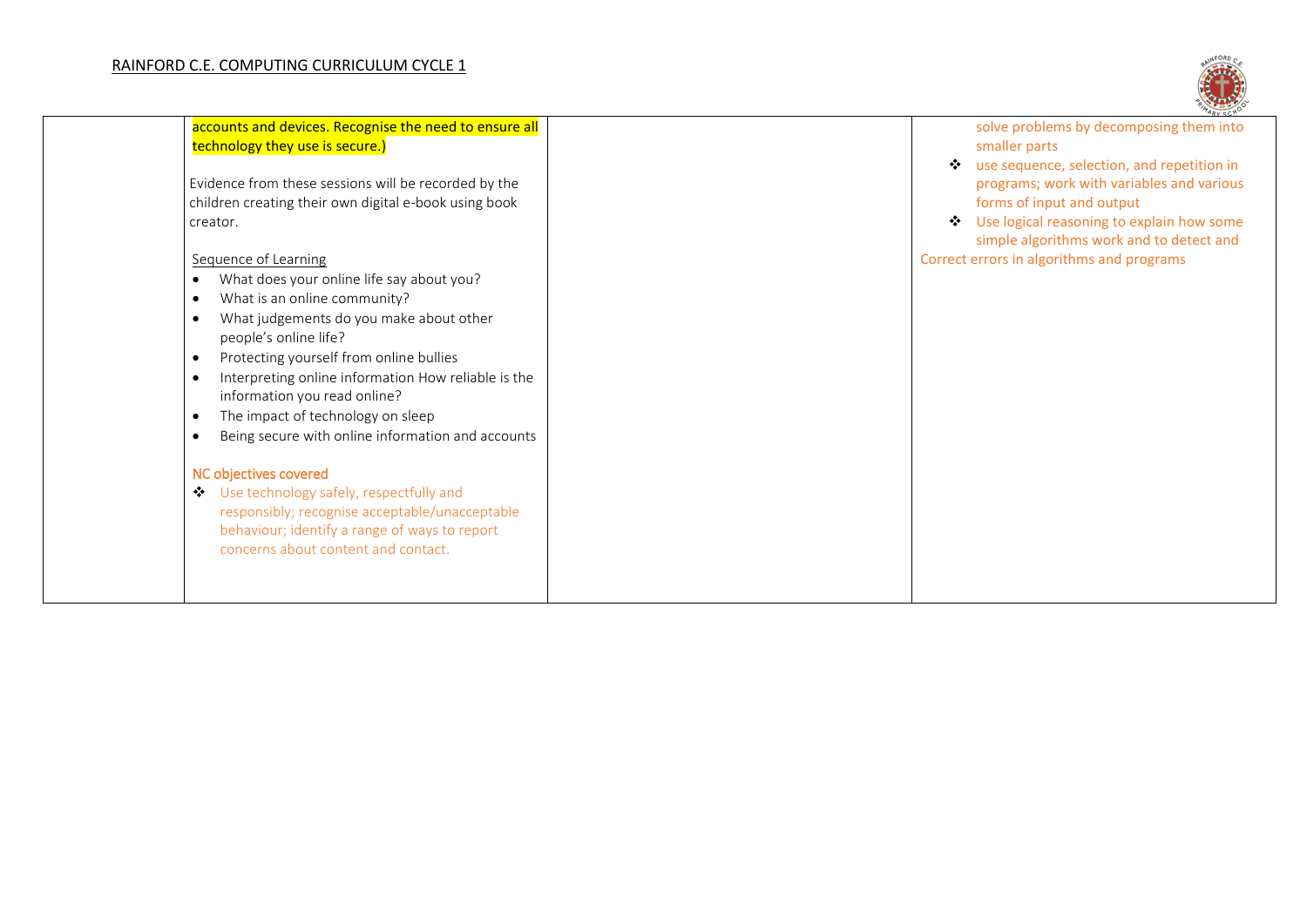| | | | |
|---|---|---|---|
| | accounts and devices. Recognise the need to ensure all technology they use is secure.)<br><br>Evidence from these sessions will be recorded by the children creating their own digital e-book using book creator.<br><br>Sequence of Learning<br>• What does your online life say about you?<br>• What is an online community?<br>• What judgements do you make about other people's online life?<br>• Protecting yourself from online bullies<br>• Interpreting online information How reliable is the information you read online?<br>• The impact of technology on sleep<br>• Being secure with online information and accounts<br><br>NC objectives covered<br>❖ Use technology safely, respectfully and responsibly; recognise acceptable/unacceptable behaviour; identify a range of ways to report concerns about content and contact. | | solve problems by decomposing them into smaller parts<br>❖ use sequence, selection, and repetition in programs; work with variables and various forms of input and output<br>❖ Use logical reasoning to explain how some simple algorithms work and to detect and Correct errors in algorithms and programs |